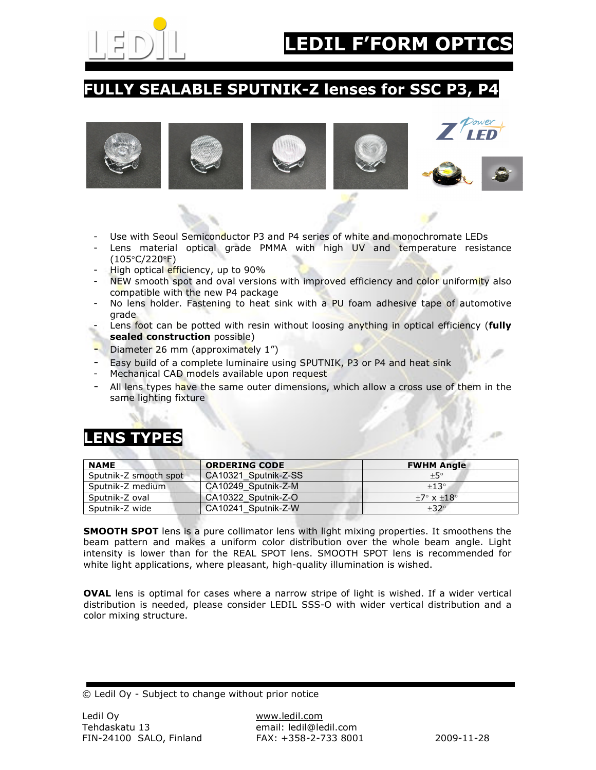# LEDIL F'FORM OPTICS

## FULLY SEALABLE SPUTNIK-Z lenses for SSC P3, P4

- Use with Seoul Semiconductor P3 and P4 series of white and monochromate LEDs
- Lens material optical grade PMMA with high UV and temperature resistance (105°C/220°F)
- High optical efficiency, up to 90%
- NEW smooth spot and oval versions with improved efficiency and color uniformity also compatible with the new P4 package
- No lens holder. Fastening to heat sink with a PU foam adhesive tape of automotive grade
- Lens foot can be potted with resin without loosing anything in optical efficiency (**fully sealed construction** possible)
- Diameter 26 mm (approximately 1")
- Easy build of a complete luminaire using SPUTNIK, P3 or P4 and heat sink
- Mechanical CAD models available upon request
- All lens types have the same outer dimensions, which allow a cross use of them in the same lighting fixture

## LENS TYPES

| NAME | ORDERING CODE | FWHM Angle |
|---|---|---|
| Sputnik-Z smooth spot | CA10321_Sputnik-Z-SS | ±5° |
| Sputnik-Z medium | CA10249_Sputnik-Z-M | ±13° |
| Sputnik-Z oval | CA10322_Sputnik-Z-O | ±7° x ±18° |
| Sputnik-Z wide | CA10241_Sputnik-Z-W | ±32° |

**SMOOTH SPOT** lens is a pure collimator lens with light mixing properties. It smoothens the beam pattern and makes a uniform color distribution over the whole beam angle. Light intensity is lower than for the REAL SPOT lens. SMOOTH SPOT lens is recommended for white light applications, where pleasant, high-quality illumination is wished.

**OVAL** lens is optimal for cases where a narrow stripe of light is wished. If a wider vertical distribution is needed, please consider LEDIL SSS-O with wider vertical distribution and a color mixing structure.

© Ledil Oy - Subject to change without prior notice

Ledil Oy
Tehdaskatu 13
FIN-24100 SALO, Finland

www.ledil.com
email: ledil@ledil.com
FAX: +358-2-733 8001

2009-11-28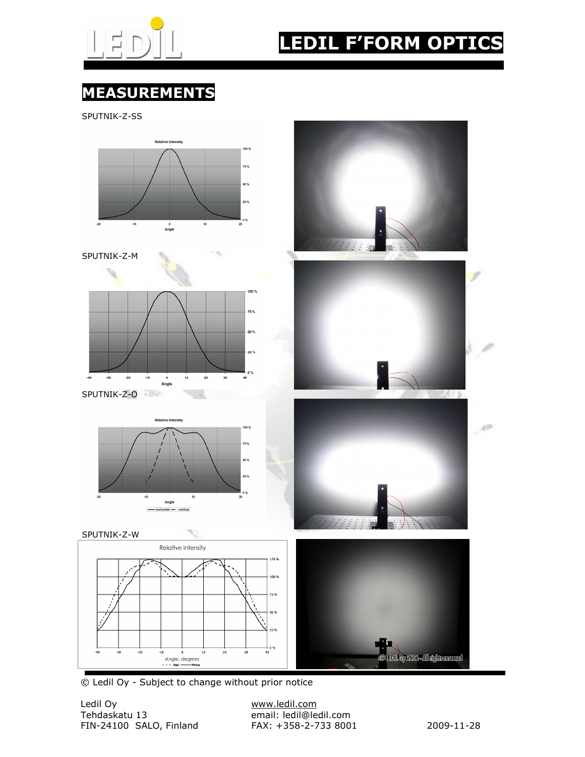# LEDIL F'FORM OPTICS

## MEASUREMENTS

SPUTNIK-Z-SS

SPUTNIK-Z-M

SPUTNIK-Z-O

SPUTNIK-Z-W

© Ledil Oy - Subject to change without prior notice

Ledil Oy
Tehdaskatu 13
FIN-24100 SALO, Finland

www.ledil.com
email: ledil@ledil.com
FAX: +358-2-733 8001

2009-11-28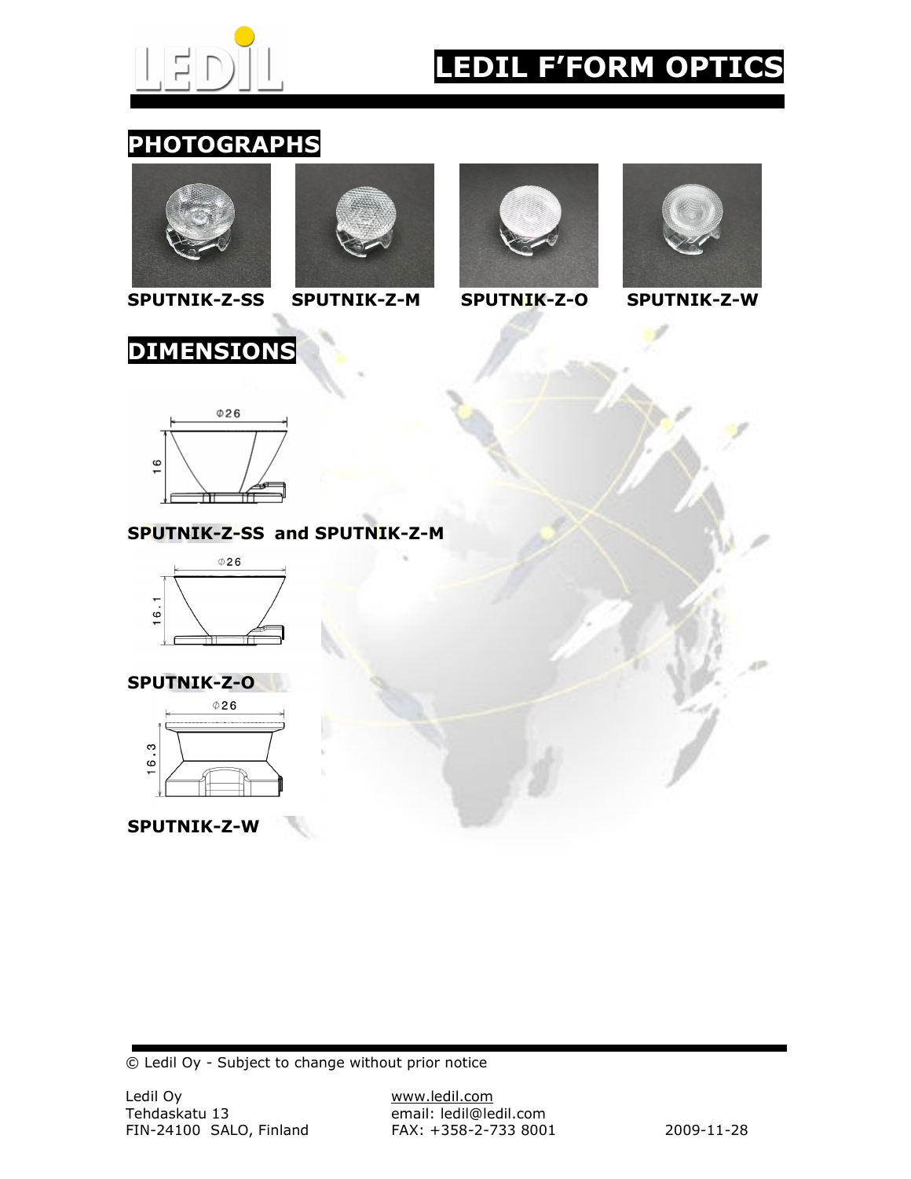# LEDIL F'FORM OPTICS

## PHOTOGRAPHS

**SPUTNIK-Z-SS** **SPUTNIK-Z-M** **SPUTNIK-Z-O** **SPUTNIK-Z-W**

## DIMENSIONS

Φ26

16

**SPUTNIK-Z-SS and SPUTNIK-Z-M**

Φ26

16.1

**SPUTNIK-Z-O**

Φ26

16.3

**SPUTNIK-Z-W**

© Ledil Oy - Subject to change without prior notice

Ledil Oy
Tehdaskatu 13
FIN-24100 SALO, Finland

www.ledil.com
email: ledil@ledil.com
FAX: +358-2-733 8001

2009-11-28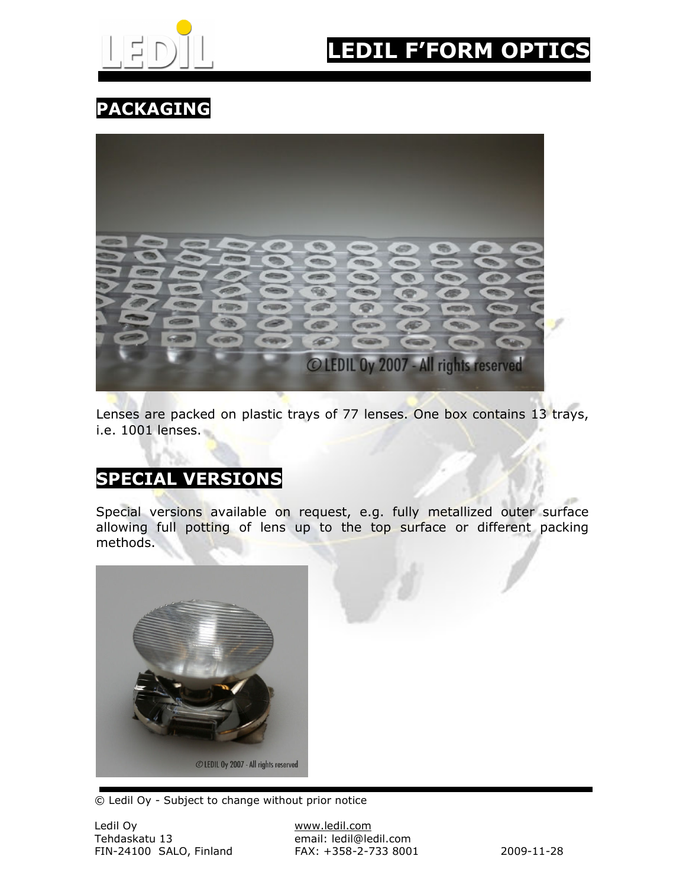## PACKAGING

Lenses are packed on plastic trays of 77 lenses. One box contains 13 trays, i.e. 1001 lenses.

## SPECIAL VERSIONS

Special versions available on request, e.g. fully metallized outer surface allowing full potting of lens up to the top surface or different packing methods.

© Ledil Oy - Subject to change without prior notice

Ledil Oy
Tehdaskatu 13
FIN-24100 SALO, Finland

www.ledil.com
email: ledil@ledil.com
FAX: +358-2-733 8001

2009-11-28